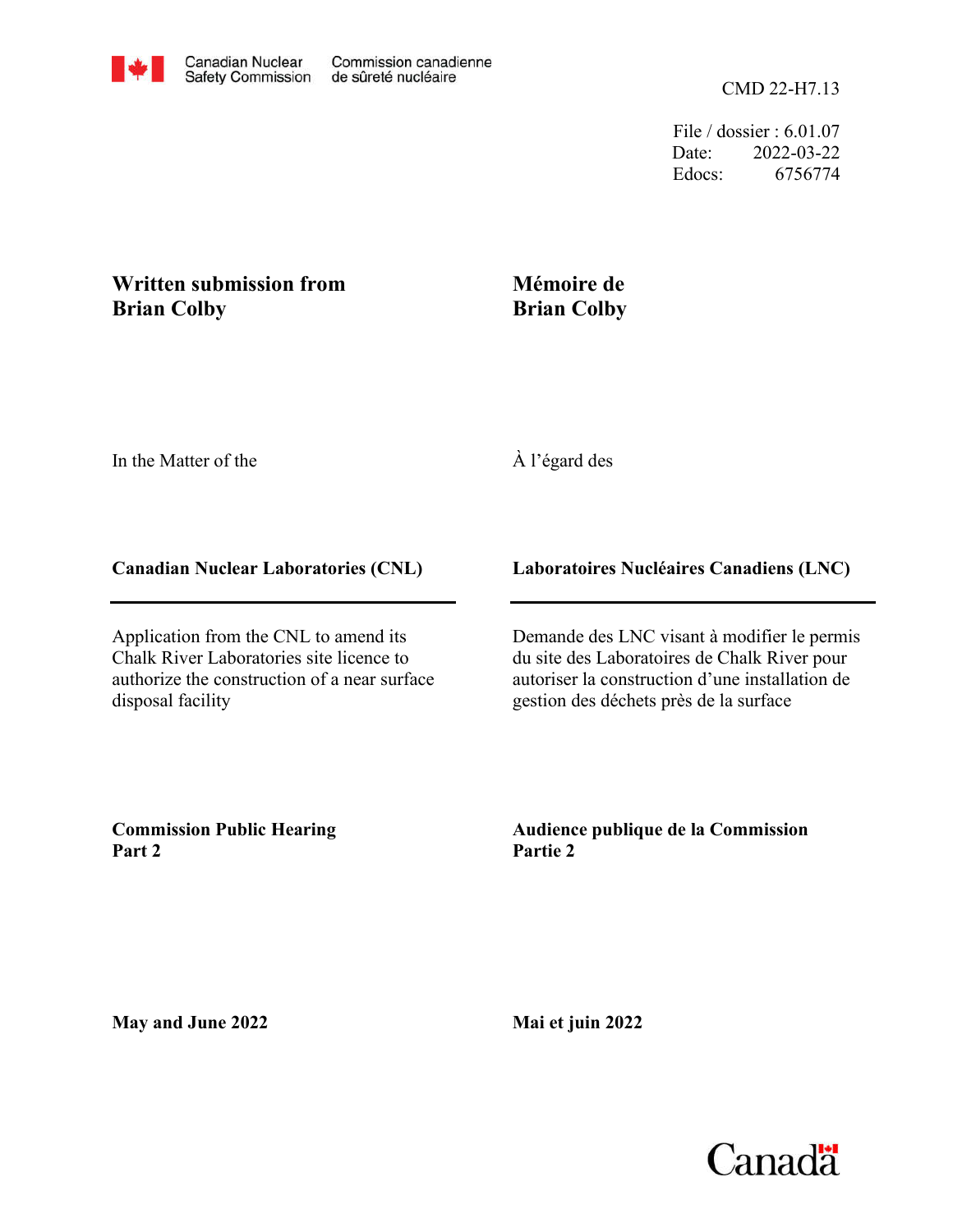Canadian Nuclear Safety Commission | Commission canadienne de sûreté nucléaire

CMD 22-H7.13

File / dossier : 6.01.07
Date: 2022-03-22
Edocs: 6756774

## Written submission from Brian Colby

## Mémoire de Brian Colby

In the Matter of the

À l'égard des

**Canadian Nuclear Laboratories (CNL)**

**Laboratoires Nucléaires Canadiens (LNC)**

Application from the CNL to amend its Chalk River Laboratories site licence to authorize the construction of a near surface disposal facility

Demande des LNC visant à modifier le permis du site des Laboratoires de Chalk River pour autoriser la construction d'une installation de gestion des déchets près de la surface

**Commission Public Hearing Part 2**

**Audience publique de la Commission Partie 2**

**May and June 2022**

**Mai et juin 2022**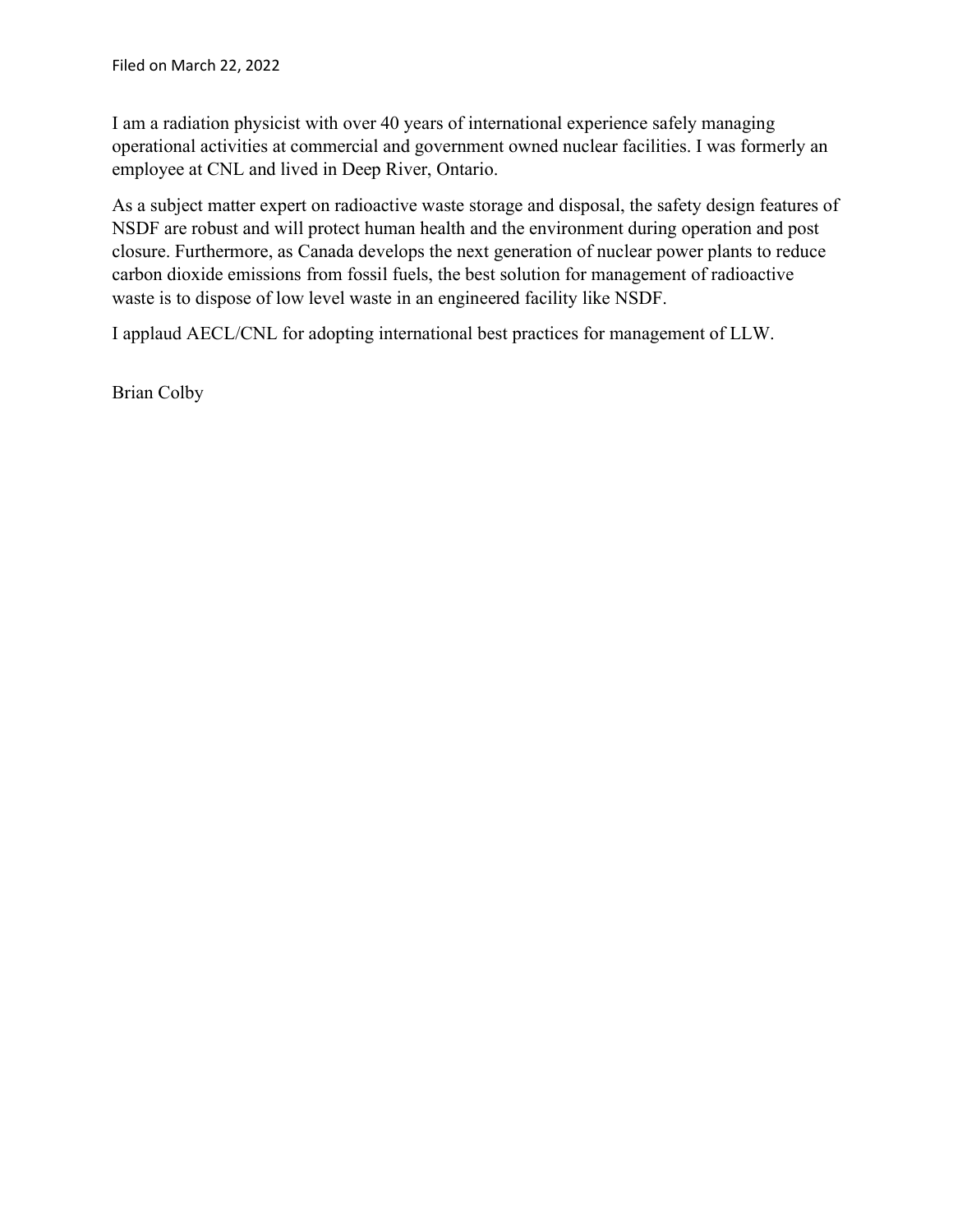Filed on March 22, 2022

I am a radiation physicist with over 40 years of international experience safely managing operational activities at commercial and government owned nuclear facilities. I was formerly an employee at CNL and lived in Deep River, Ontario.

As a subject matter expert on radioactive waste storage and disposal, the safety design features of NSDF are robust and will protect human health and the environment during operation and post closure. Furthermore, as Canada develops the next generation of nuclear power plants to reduce carbon dioxide emissions from fossil fuels, the best solution for management of radioactive waste is to dispose of low level waste in an engineered facility like NSDF.

I applaud AECL/CNL for adopting international best practices for management of LLW.

Brian Colby